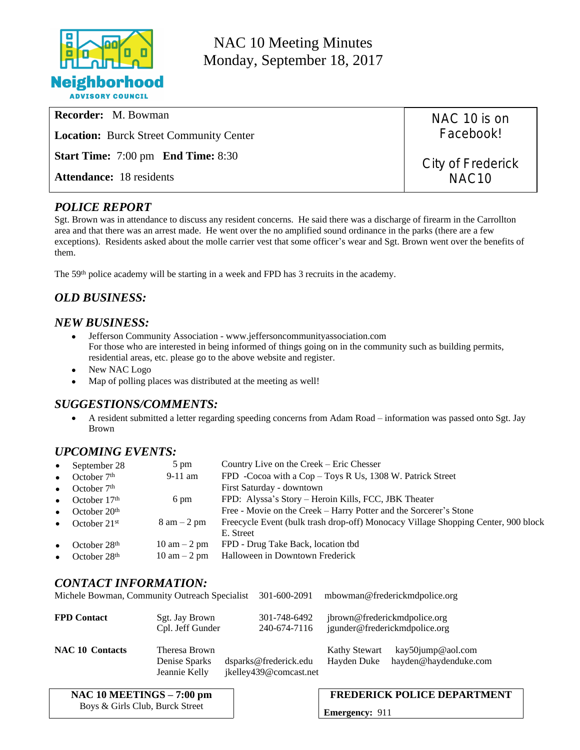Neighborhood ADVISORY COUNCIL

# NAC 10 Meeting Minutes
# Monday, September 18, 2017

| | |
|---|---|
| **Recorder:** M. Bowman | NAC 10 is on Facebook! |
| **Location:** Burck Street Community Center | |
| **Start Time:** 7:00 pm **End Time:** 8:30 | City of Frederick NAC10 |
| **Attendance:** 18 residents | |

## *POLICE REPORT*

Sgt. Brown was in attendance to discuss any resident concerns. He said there was a discharge of firearm in the Carrollton area and that there was an arrest made. He went over the no amplified sound ordinance in the parks (there are a few exceptions). Residents asked about the molle carrier vest that some officer's wear and Sgt. Brown went over the benefits of them.

The 59th police academy will be starting in a week and FPD has 3 recruits in the academy.

## *OLD BUSINESS:*

## *NEW BUSINESS:*

- Jefferson Community Association - www.jeffersoncommunityassociation.com
  For those who are interested in being informed of things going on in the community such as building permits, residential areas, etc. please go to the above website and register.
- New NAC Logo
- Map of polling places was distributed at the meeting as well!

## *SUGGESTIONS/COMMENTS:*

- A resident submitted a letter regarding speeding concerns from Adam Road – information was passed onto Sgt. Jay Brown

## *UPCOMING EVENTS:*

| Date | Time | Event |
|---|---|---|
| • September 28 | 5 pm | Country Live on the Creek – Eric Chesser |
| • October 7th | 9-11 am | FPD -Cocoa with a Cop – Toys R Us, 1308 W. Patrick Street |
| • October 7th | | First Saturday - downtown |
| • October 17th | 6 pm | FPD: Alyssa's Story – Heroin Kills, FCC, JBK Theater |
| • October 20th | | Free - Movie on the Creek – Harry Potter and the Sorcerer's Stone |
| • October 21st | 8 am – 2 pm | Freecycle Event (bulk trash drop-off) Monocacy Village Shopping Center, 900 block E. Street |
| • October 28th | 10 am – 2 pm | FPD - Drug Take Back, location tbd |
| • October 28th | 10 am – 2 pm | Halloween in Downtown Frederick |

## *CONTACT INFORMATION:*

Michele Bowman, Community Outreach Specialist 301-600-2091 mbowman@frederickmdpolice.org

| | | | |
|---|---|---|---|
| **FPD Contact** | Sgt. Jay Brown | 301-748-6492 | jbrown@frederickmdpolice.org |
| | Cpl. Jeff Gunder | 240-674-7116 | jgunder@frederickmdpolice.org |

| | | | | |
|---|---|---|---|---|
| **NAC 10 Contacts** | Theresa Brown | | Kathy Stewart | kay50jump@aol.com |
| | Denise Sparks | dsparks@frederick.edu | Hayden Duke | hayden@haydenduke.com |
| | Jeannie Kelly | jkelley439@comcast.net | | |

**NAC 10 MEETINGS – 7:00 pm**
Boys & Girls Club, Burck Street

**FREDERICK POLICE DEPARTMENT**
**Emergency:** 911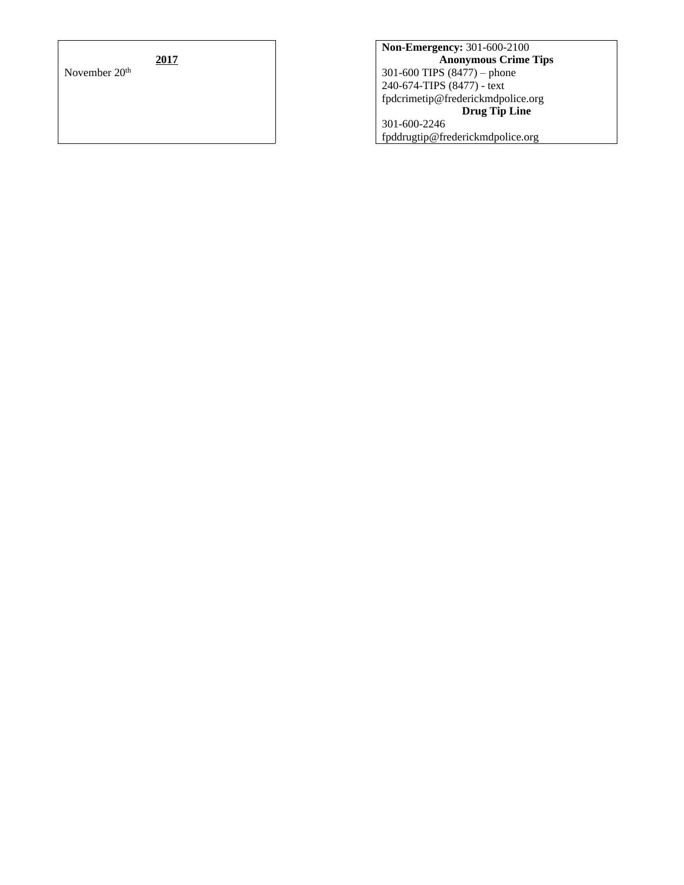**2017**

November 20th

**Non-Emergency:** 301-600-2100

**Anonymous Crime Tips**

301-600 TIPS (8477) – phone

240-674-TIPS (8477) - text

fpdcrimetip@frederickmdpolice.org

**Drug Tip Line**

301-600-2246

fpddrugtip@frederickmdpolice.org